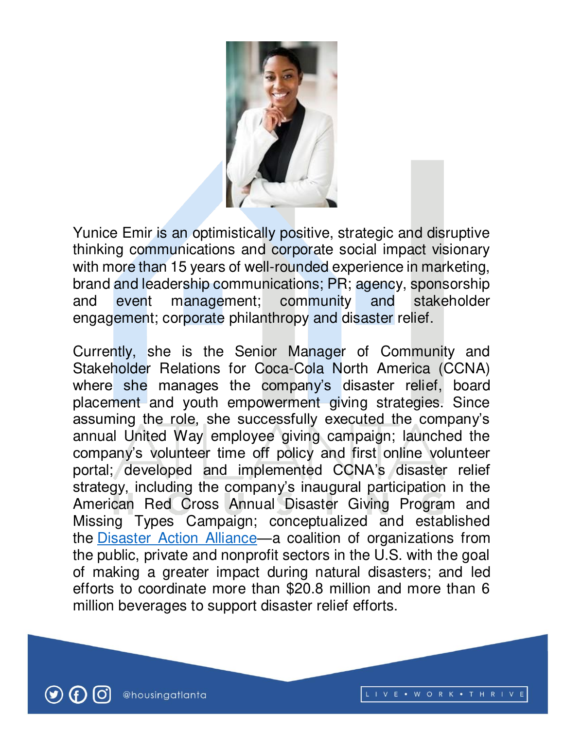Yunice Emir is an optimistically positive, strategic and disruptive thinking communications and corporate social impact visionary with more than 15 years of well-rounded experience in marketing, brand and leadership communications; PR; agency, sponsorship and event management; community and stakeholder engagement; corporate philanthropy and disaster relief.

Currently, she is the Senior Manager of Community and Stakeholder Relations for Coca-Cola North America (CCNA) where she manages the company's disaster relief, board placement and youth empowerment giving strategies. Since assuming the role, she successfully executed the company's annual United Way employee giving campaign; launched the company's volunteer time off policy and first online volunteer portal; developed and implemented CCNA's disaster relief strategy, including the company's inaugural participation in the American Red Cross Annual Disaster Giving Program and Missing Types Campaign; conceptualized and established the Disaster Action Alliance—a coalition of organizations from the public, private and nonprofit sectors in the U.S. with the goal of making a greater impact during natural disasters; and led efforts to coordinate more than $20.8 million and more than 6 million beverages to support disaster relief efforts.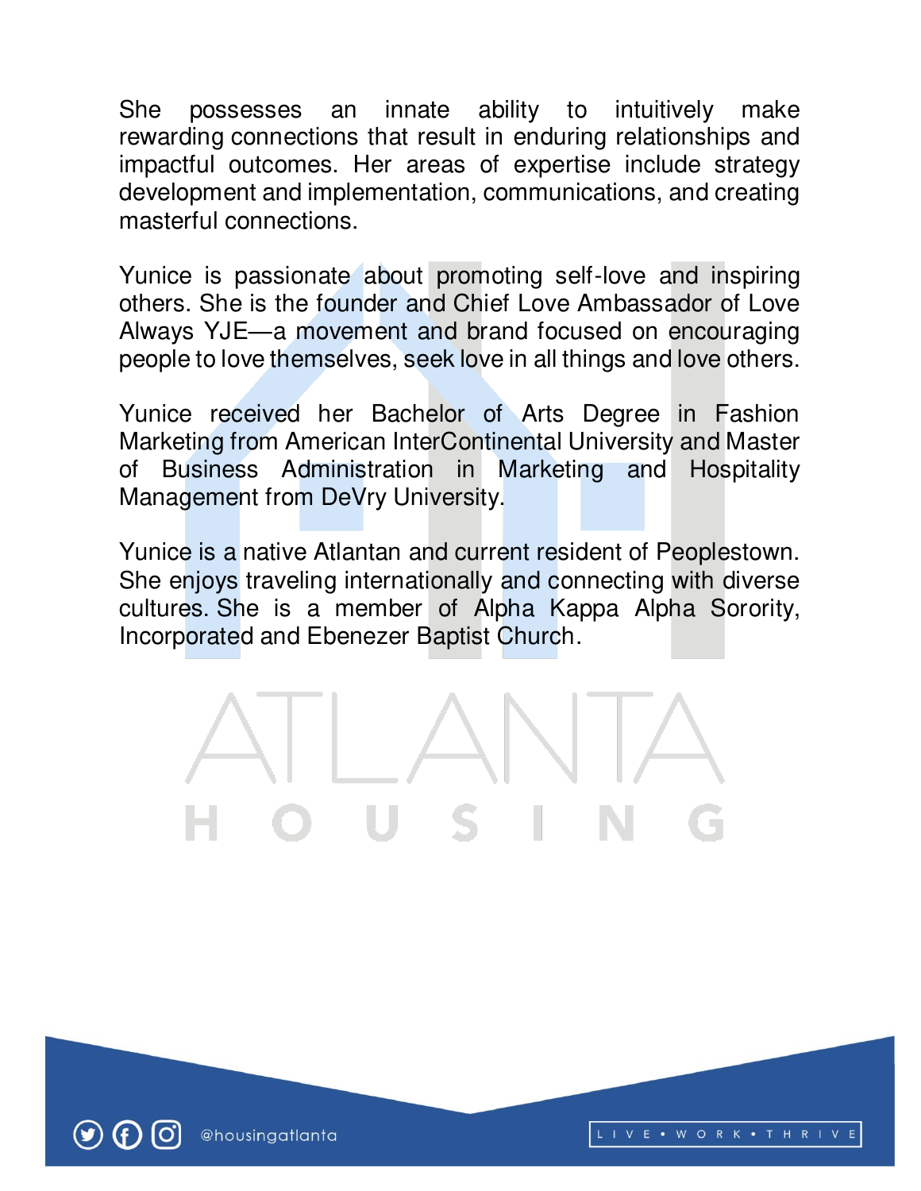She possesses an innate ability to intuitively make rewarding connections that result in enduring relationships and impactful outcomes. Her areas of expertise include strategy development and implementation, communications, and creating masterful connections.

Yunice is passionate about promoting self-love and inspiring others. She is the founder and Chief Love Ambassador of Love Always YJE—a movement and brand focused on encouraging people to love themselves, seek love in all things and love others.

Yunice received her Bachelor of Arts Degree in Fashion Marketing from American InterContinental University and Master of Business Administration in Marketing and Hospitality Management from DeVry University.

Yunice is a native Atlantan and current resident of Peoplestown. She enjoys traveling internationally and connecting with diverse cultures. She is a member of Alpha Kappa Alpha Sorority, Incorporated and Ebenezer Baptist Church.